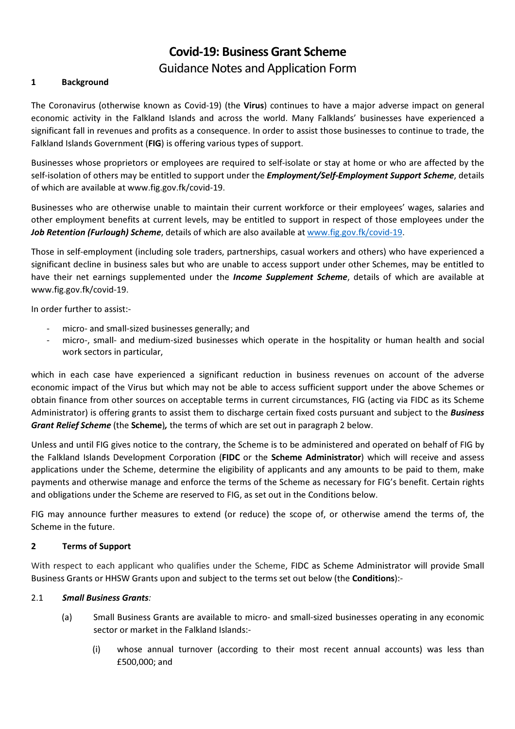# Covid-19: Business Grant Scheme

## Guidance Notes and Application Form

### 1 Background

The Coronavirus (otherwise known as Covid-19) (the **Virus**) continues to have a major adverse impact on general economic activity in the Falkland Islands and across the world. Many Falklands' businesses have experienced a significant fall in revenues and profits as a consequence. In order to assist those businesses to continue to trade, the Falkland Islands Government (**FIG**) is offering various types of support.

Businesses whose proprietors or employees are required to self-isolate or stay at home or who are affected by the self-isolation of others may be entitled to support under the ***Employment/Self-Employment Support Scheme***, details of which are available at www.fig.gov.fk/covid-19.

Businesses who are otherwise unable to maintain their current workforce or their employees' wages, salaries and other employment benefits at current levels, may be entitled to support in respect of those employees under the ***Job Retention (Furlough) Scheme***, details of which are also available at www.fig.gov.fk/covid-19.

Those in self-employment (including sole traders, partnerships, casual workers and others) who have experienced a significant decline in business sales but who are unable to access support under other Schemes, may be entitled to have their net earnings supplemented under the ***Income Supplement Scheme***, details of which are available at www.fig.gov.fk/covid-19.

In order further to assist:-

- micro- and small-sized businesses generally; and
- micro-, small- and medium-sized businesses which operate in the hospitality or human health and social work sectors in particular,

which in each case have experienced a significant reduction in business revenues on account of the adverse economic impact of the Virus but which may not be able to access sufficient support under the above Schemes or obtain finance from other sources on acceptable terms in current circumstances, FIG (acting via FIDC as its Scheme Administrator) is offering grants to assist them to discharge certain fixed costs pursuant and subject to the ***Business Grant Relief Scheme*** (the **Scheme**)***,*** the terms of which are set out in paragraph 2 below.

Unless and until FIG gives notice to the contrary, the Scheme is to be administered and operated on behalf of FIG by the Falkland Islands Development Corporation (**FIDC** or the **Scheme Administrator**) which will receive and assess applications under the Scheme, determine the eligibility of applicants and any amounts to be paid to them, make payments and otherwise manage and enforce the terms of the Scheme as necessary for FIG's benefit. Certain rights and obligations under the Scheme are reserved to FIG, as set out in the Conditions below.

FIG may announce further measures to extend (or reduce) the scope of, or otherwise amend the terms of, the Scheme in the future.

### 2 Terms of Support

With respect to each applicant who qualifies under the Scheme, FIDC as Scheme Administrator will provide Small Business Grants or HHSW Grants upon and subject to the terms set out below (the **Conditions**):-

2.1 ***Small Business Grants:***

(a) Small Business Grants are available to micro- and small-sized businesses operating in any economic sector or market in the Falkland Islands:-

(i) whose annual turnover (according to their most recent annual accounts) was less than £500,000; and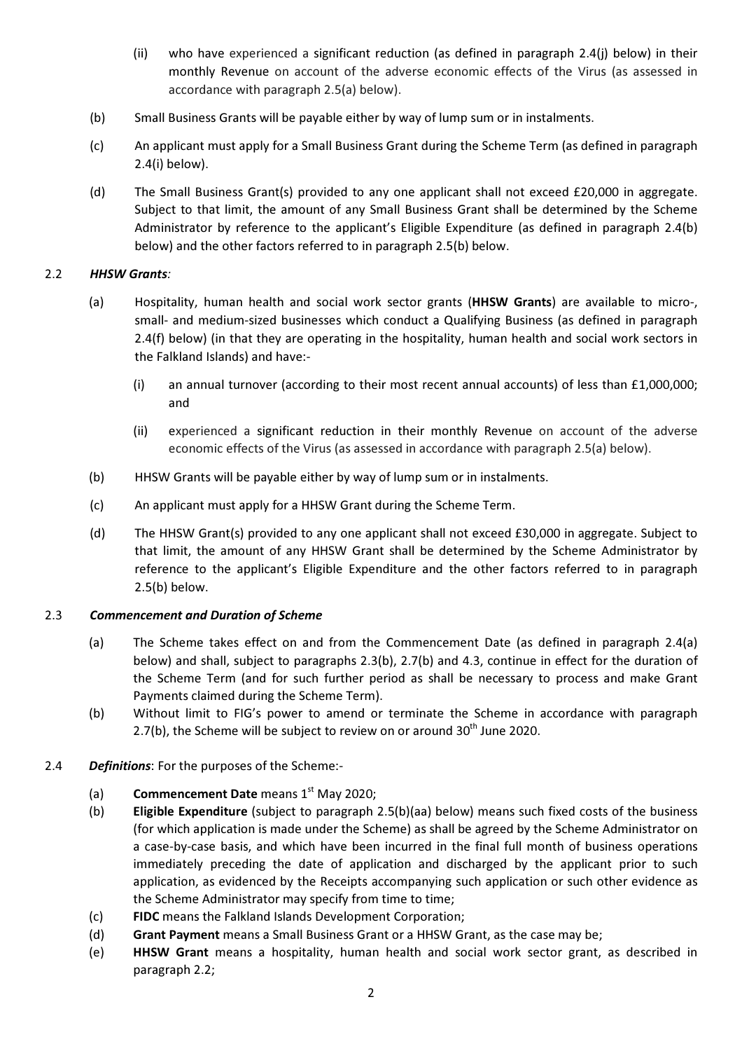(ii) who have experienced a significant reduction (as defined in paragraph 2.4(j) below) in their monthly Revenue on account of the adverse economic effects of the Virus (as assessed in accordance with paragraph 2.5(a) below).

(b) Small Business Grants will be payable either by way of lump sum or in instalments.

(c) An applicant must apply for a Small Business Grant during the Scheme Term (as defined in paragraph 2.4(i) below).

(d) The Small Business Grant(s) provided to any one applicant shall not exceed £20,000 in aggregate. Subject to that limit, the amount of any Small Business Grant shall be determined by the Scheme Administrator by reference to the applicant's Eligible Expenditure (as defined in paragraph 2.4(b) below) and the other factors referred to in paragraph 2.5(b) below.

2.2 ***HHSW Grants:***

(a) Hospitality, human health and social work sector grants (**HHSW Grants**) are available to micro-, small- and medium-sized businesses which conduct a Qualifying Business (as defined in paragraph 2.4(f) below) (in that they are operating in the hospitality, human health and social work sectors in the Falkland Islands) and have:-

(i) an annual turnover (according to their most recent annual accounts) of less than £1,000,000; and

(ii) experienced a significant reduction in their monthly Revenue on account of the adverse economic effects of the Virus (as assessed in accordance with paragraph 2.5(a) below).

(b) HHSW Grants will be payable either by way of lump sum or in instalments.

(c) An applicant must apply for a HHSW Grant during the Scheme Term.

(d) The HHSW Grant(s) provided to any one applicant shall not exceed £30,000 in aggregate. Subject to that limit, the amount of any HHSW Grant shall be determined by the Scheme Administrator by reference to the applicant's Eligible Expenditure and the other factors referred to in paragraph 2.5(b) below.

2.3 ***Commencement and Duration of Scheme***

(a) The Scheme takes effect on and from the Commencement Date (as defined in paragraph 2.4(a) below) and shall, subject to paragraphs 2.3(b), 2.7(b) and 4.3, continue in effect for the duration of the Scheme Term (and for such further period as shall be necessary to process and make Grant Payments claimed during the Scheme Term).

(b) Without limit to FIG's power to amend or terminate the Scheme in accordance with paragraph 2.7(b), the Scheme will be subject to review on or around 30th June 2020.

2.4 ***Definitions***: For the purposes of the Scheme:-

(a) **Commencement Date** means 1st May 2020;

(b) **Eligible Expenditure** (subject to paragraph 2.5(b)(aa) below) means such fixed costs of the business (for which application is made under the Scheme) as shall be agreed by the Scheme Administrator on a case-by-case basis, and which have been incurred in the final full month of business operations immediately preceding the date of application and discharged by the applicant prior to such application, as evidenced by the Receipts accompanying such application or such other evidence as the Scheme Administrator may specify from time to time;

(c) **FIDC** means the Falkland Islands Development Corporation;

(d) **Grant Payment** means a Small Business Grant or a HHSW Grant, as the case may be;

(e) **HHSW Grant** means a hospitality, human health and social work sector grant, as described in paragraph 2.2;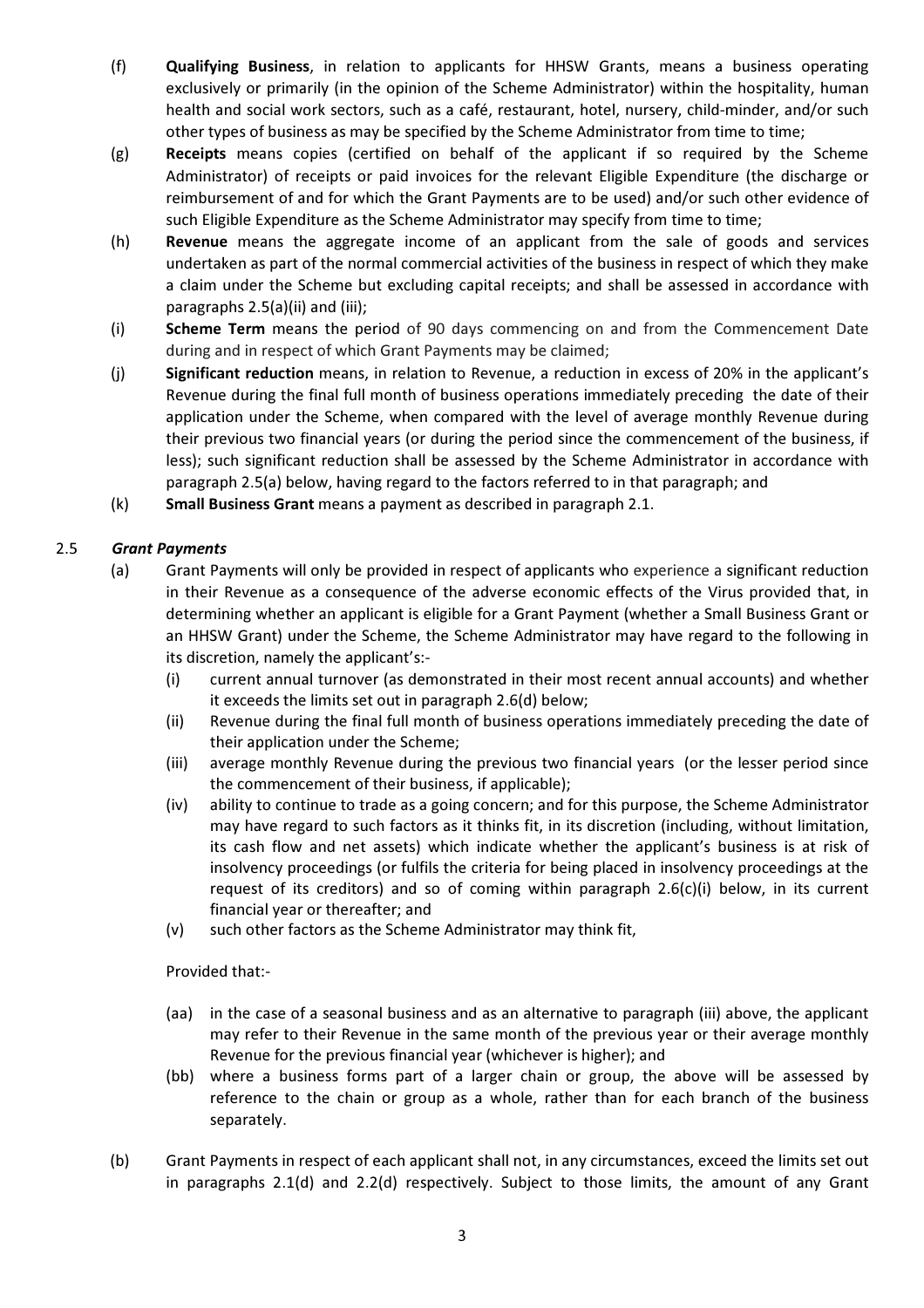(f) **Qualifying Business**, in relation to applicants for HHSW Grants, means a business operating exclusively or primarily (in the opinion of the Scheme Administrator) within the hospitality, human health and social work sectors, such as a café, restaurant, hotel, nursery, child-minder, and/or such other types of business as may be specified by the Scheme Administrator from time to time;

(g) **Receipts** means copies (certified on behalf of the applicant if so required by the Scheme Administrator) of receipts or paid invoices for the relevant Eligible Expenditure (the discharge or reimbursement of and for which the Grant Payments are to be used) and/or such other evidence of such Eligible Expenditure as the Scheme Administrator may specify from time to time;

(h) **Revenue** means the aggregate income of an applicant from the sale of goods and services undertaken as part of the normal commercial activities of the business in respect of which they make a claim under the Scheme but excluding capital receipts; and shall be assessed in accordance with paragraphs 2.5(a)(ii) and (iii);

(i) **Scheme Term** means the period of 90 days commencing on and from the Commencement Date during and in respect of which Grant Payments may be claimed;

(j) **Significant reduction** means, in relation to Revenue, a reduction in excess of 20% in the applicant's Revenue during the final full month of business operations immediately preceding the date of their application under the Scheme, when compared with the level of average monthly Revenue during their previous two financial years (or during the period since the commencement of the business, if less); such significant reduction shall be assessed by the Scheme Administrator in accordance with paragraph 2.5(a) below, having regard to the factors referred to in that paragraph; and

(k) **Small Business Grant** means a payment as described in paragraph 2.1.

2.5 ***Grant Payments***

(a) Grant Payments will only be provided in respect of applicants who experience a significant reduction in their Revenue as a consequence of the adverse economic effects of the Virus provided that, in determining whether an applicant is eligible for a Grant Payment (whether a Small Business Grant or an HHSW Grant) under the Scheme, the Scheme Administrator may have regard to the following in its discretion, namely the applicant's:-

(i) current annual turnover (as demonstrated in their most recent annual accounts) and whether it exceeds the limits set out in paragraph 2.6(d) below;

(ii) Revenue during the final full month of business operations immediately preceding the date of their application under the Scheme;

(iii) average monthly Revenue during the previous two financial years (or the lesser period since the commencement of their business, if applicable);

(iv) ability to continue to trade as a going concern; and for this purpose, the Scheme Administrator may have regard to such factors as it thinks fit, in its discretion (including, without limitation, its cash flow and net assets) which indicate whether the applicant's business is at risk of insolvency proceedings (or fulfils the criteria for being placed in insolvency proceedings at the request of its creditors) and so of coming within paragraph 2.6(c)(i) below, in its current financial year or thereafter; and

(v) such other factors as the Scheme Administrator may think fit,

Provided that:-

(aa) in the case of a seasonal business and as an alternative to paragraph (iii) above, the applicant may refer to their Revenue in the same month of the previous year or their average monthly Revenue for the previous financial year (whichever is higher); and

(bb) where a business forms part of a larger chain or group, the above will be assessed by reference to the chain or group as a whole, rather than for each branch of the business separately.

(b) Grant Payments in respect of each applicant shall not, in any circumstances, exceed the limits set out in paragraphs 2.1(d) and 2.2(d) respectively. Subject to those limits, the amount of any Grant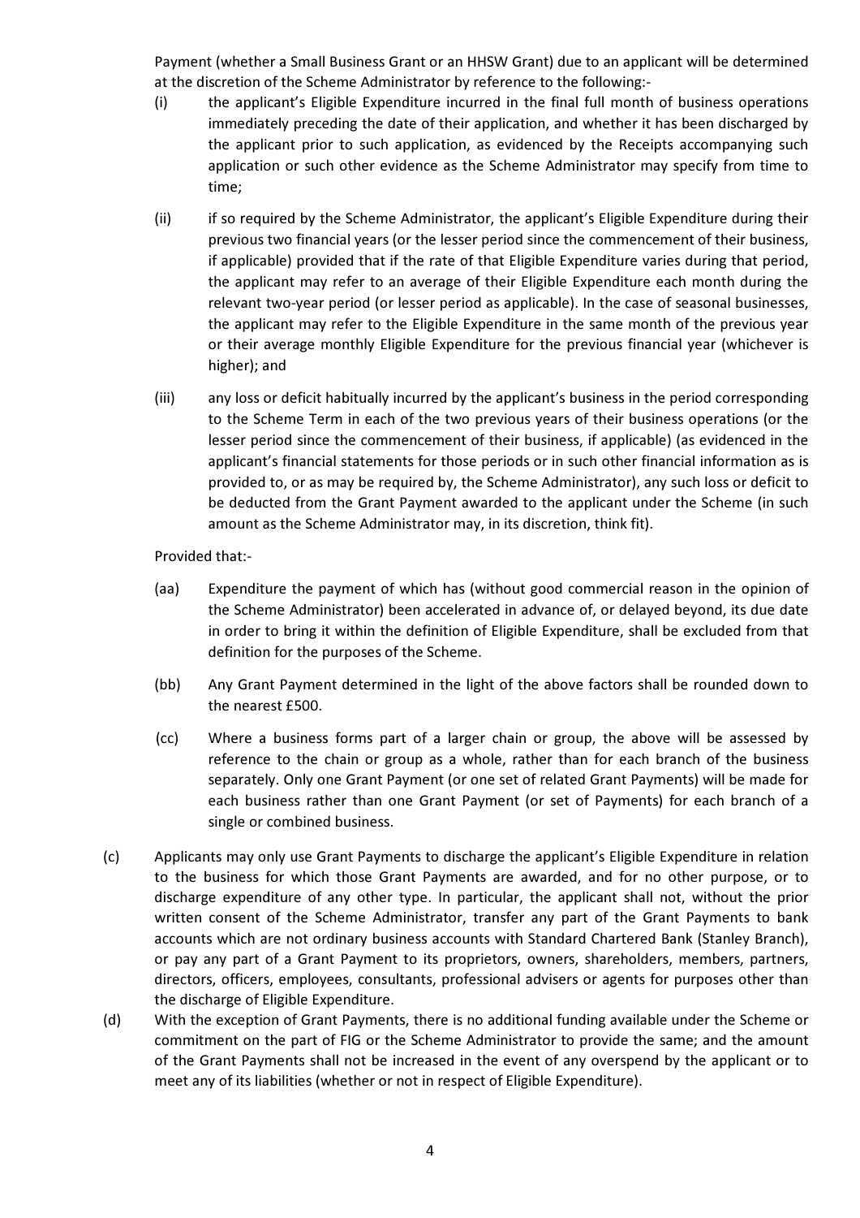Payment (whether a Small Business Grant or an HHSW Grant) due to an applicant will be determined at the discretion of the Scheme Administrator by reference to the following:-

(i) the applicant's Eligible Expenditure incurred in the final full month of business operations immediately preceding the date of their application, and whether it has been discharged by the applicant prior to such application, as evidenced by the Receipts accompanying such application or such other evidence as the Scheme Administrator may specify from time to time;

(ii) if so required by the Scheme Administrator, the applicant's Eligible Expenditure during their previous two financial years (or the lesser period since the commencement of their business, if applicable) provided that if the rate of that Eligible Expenditure varies during that period, the applicant may refer to an average of their Eligible Expenditure each month during the relevant two-year period (or lesser period as applicable). In the case of seasonal businesses, the applicant may refer to the Eligible Expenditure in the same month of the previous year or their average monthly Eligible Expenditure for the previous financial year (whichever is higher); and

(iii) any loss or deficit habitually incurred by the applicant's business in the period corresponding to the Scheme Term in each of the two previous years of their business operations (or the lesser period since the commencement of their business, if applicable) (as evidenced in the applicant's financial statements for those periods or in such other financial information as is provided to, or as may be required by, the Scheme Administrator), any such loss or deficit to be deducted from the Grant Payment awarded to the applicant under the Scheme (in such amount as the Scheme Administrator may, in its discretion, think fit).

Provided that:-

(aa) Expenditure the payment of which has (without good commercial reason in the opinion of the Scheme Administrator) been accelerated in advance of, or delayed beyond, its due date in order to bring it within the definition of Eligible Expenditure, shall be excluded from that definition for the purposes of the Scheme.

(bb) Any Grant Payment determined in the light of the above factors shall be rounded down to the nearest £500.

(cc) Where a business forms part of a larger chain or group, the above will be assessed by reference to the chain or group as a whole, rather than for each branch of the business separately. Only one Grant Payment (or one set of related Grant Payments) will be made for each business rather than one Grant Payment (or set of Payments) for each branch of a single or combined business.

(c) Applicants may only use Grant Payments to discharge the applicant's Eligible Expenditure in relation to the business for which those Grant Payments are awarded, and for no other purpose, or to discharge expenditure of any other type. In particular, the applicant shall not, without the prior written consent of the Scheme Administrator, transfer any part of the Grant Payments to bank accounts which are not ordinary business accounts with Standard Chartered Bank (Stanley Branch), or pay any part of a Grant Payment to its proprietors, owners, shareholders, members, partners, directors, officers, employees, consultants, professional advisers or agents for purposes other than the discharge of Eligible Expenditure.

(d) With the exception of Grant Payments, there is no additional funding available under the Scheme or commitment on the part of FIG or the Scheme Administrator to provide the same; and the amount of the Grant Payments shall not be increased in the event of any overspend by the applicant or to meet any of its liabilities (whether or not in respect of Eligible Expenditure).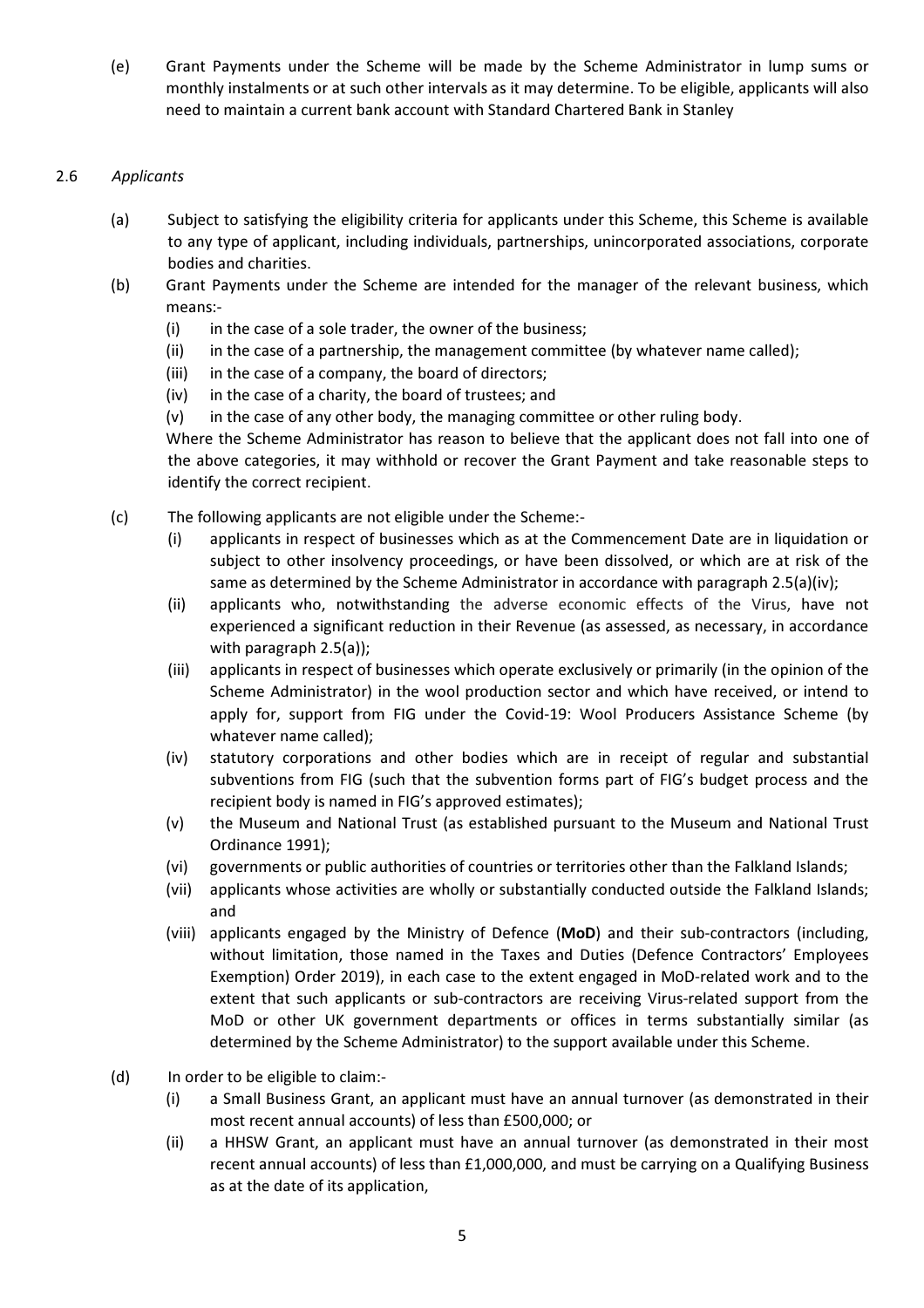(e) Grant Payments under the Scheme will be made by the Scheme Administrator in lump sums or monthly instalments or at such other intervals as it may determine. To be eligible, applicants will also need to maintain a current bank account with Standard Chartered Bank in Stanley

2.6 *Applicants*

(a) Subject to satisfying the eligibility criteria for applicants under this Scheme, this Scheme is available to any type of applicant, including individuals, partnerships, unincorporated associations, corporate bodies and charities.

(b) Grant Payments under the Scheme are intended for the manager of the relevant business, which means:-

   (i) in the case of a sole trader, the owner of the business;

   (ii) in the case of a partnership, the management committee (by whatever name called);

   (iii) in the case of a company, the board of directors;

   (iv) in the case of a charity, the board of trustees; and

   (v) in the case of any other body, the managing committee or other ruling body.

   Where the Scheme Administrator has reason to believe that the applicant does not fall into one of the above categories, it may withhold or recover the Grant Payment and take reasonable steps to identify the correct recipient.

(c) The following applicants are not eligible under the Scheme:-

   (i) applicants in respect of businesses which as at the Commencement Date are in liquidation or subject to other insolvency proceedings, or have been dissolved, or which are at risk of the same as determined by the Scheme Administrator in accordance with paragraph 2.5(a)(iv);

   (ii) applicants who, notwithstanding the adverse economic effects of the Virus, have not experienced a significant reduction in their Revenue (as assessed, as necessary, in accordance with paragraph 2.5(a));

   (iii) applicants in respect of businesses which operate exclusively or primarily (in the opinion of the Scheme Administrator) in the wool production sector and which have received, or intend to apply for, support from FIG under the Covid-19: Wool Producers Assistance Scheme (by whatever name called);

   (iv) statutory corporations and other bodies which are in receipt of regular and substantial subventions from FIG (such that the subvention forms part of FIG's budget process and the recipient body is named in FIG's approved estimates);

   (v) the Museum and National Trust (as established pursuant to the Museum and National Trust Ordinance 1991);

   (vi) governments or public authorities of countries or territories other than the Falkland Islands;

   (vii) applicants whose activities are wholly or substantially conducted outside the Falkland Islands; and

   (viii) applicants engaged by the Ministry of Defence (**MoD**) and their sub-contractors (including, without limitation, those named in the Taxes and Duties (Defence Contractors' Employees Exemption) Order 2019), in each case to the extent engaged in MoD-related work and to the extent that such applicants or sub-contractors are receiving Virus-related support from the MoD or other UK government departments or offices in terms substantially similar (as determined by the Scheme Administrator) to the support available under this Scheme.

(d) In order to be eligible to claim:-

   (i) a Small Business Grant, an applicant must have an annual turnover (as demonstrated in their most recent annual accounts) of less than £500,000; or

   (ii) a HHSW Grant, an applicant must have an annual turnover (as demonstrated in their most recent annual accounts) of less than £1,000,000, and must be carrying on a Qualifying Business as at the date of its application,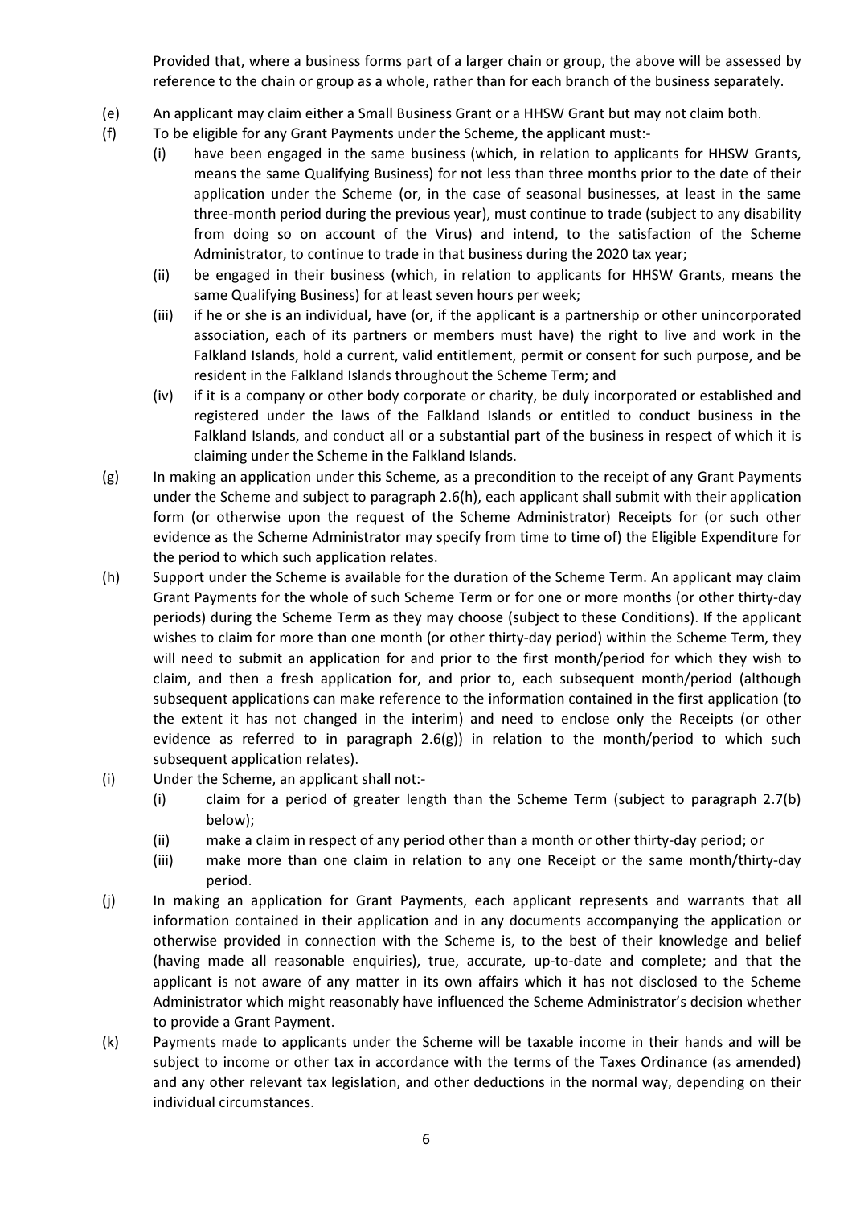Provided that, where a business forms part of a larger chain or group, the above will be assessed by reference to the chain or group as a whole, rather than for each branch of the business separately.

(e) An applicant may claim either a Small Business Grant or a HHSW Grant but may not claim both.

(f) To be eligible for any Grant Payments under the Scheme, the applicant must:-

   (i) have been engaged in the same business (which, in relation to applicants for HHSW Grants, means the same Qualifying Business) for not less than three months prior to the date of their application under the Scheme (or, in the case of seasonal businesses, at least in the same three-month period during the previous year), must continue to trade (subject to any disability from doing so on account of the Virus) and intend, to the satisfaction of the Scheme Administrator, to continue to trade in that business during the 2020 tax year;

   (ii) be engaged in their business (which, in relation to applicants for HHSW Grants, means the same Qualifying Business) for at least seven hours per week;

   (iii) if he or she is an individual, have (or, if the applicant is a partnership or other unincorporated association, each of its partners or members must have) the right to live and work in the Falkland Islands, hold a current, valid entitlement, permit or consent for such purpose, and be resident in the Falkland Islands throughout the Scheme Term; and

   (iv) if it is a company or other body corporate or charity, be duly incorporated or established and registered under the laws of the Falkland Islands or entitled to conduct business in the Falkland Islands, and conduct all or a substantial part of the business in respect of which it is claiming under the Scheme in the Falkland Islands.

(g) In making an application under this Scheme, as a precondition to the receipt of any Grant Payments under the Scheme and subject to paragraph 2.6(h), each applicant shall submit with their application form (or otherwise upon the request of the Scheme Administrator) Receipts for (or such other evidence as the Scheme Administrator may specify from time to time of) the Eligible Expenditure for the period to which such application relates.

(h) Support under the Scheme is available for the duration of the Scheme Term. An applicant may claim Grant Payments for the whole of such Scheme Term or for one or more months (or other thirty-day periods) during the Scheme Term as they may choose (subject to these Conditions). If the applicant wishes to claim for more than one month (or other thirty-day period) within the Scheme Term, they will need to submit an application for and prior to the first month/period for which they wish to claim, and then a fresh application for, and prior to, each subsequent month/period (although subsequent applications can make reference to the information contained in the first application (to the extent it has not changed in the interim) and need to enclose only the Receipts (or other evidence as referred to in paragraph 2.6(g)) in relation to the month/period to which such subsequent application relates).

(i) Under the Scheme, an applicant shall not:-

   (i) claim for a period of greater length than the Scheme Term (subject to paragraph 2.7(b) below);

   (ii) make a claim in respect of any period other than a month or other thirty-day period; or

   (iii) make more than one claim in relation to any one Receipt or the same month/thirty-day period.

(j) In making an application for Grant Payments, each applicant represents and warrants that all information contained in their application and in any documents accompanying the application or otherwise provided in connection with the Scheme is, to the best of their knowledge and belief (having made all reasonable enquiries), true, accurate, up-to-date and complete; and that the applicant is not aware of any matter in its own affairs which it has not disclosed to the Scheme Administrator which might reasonably have influenced the Scheme Administrator's decision whether to provide a Grant Payment.

(k) Payments made to applicants under the Scheme will be taxable income in their hands and will be subject to income or other tax in accordance with the terms of the Taxes Ordinance (as amended) and any other relevant tax legislation, and other deductions in the normal way, depending on their individual circumstances.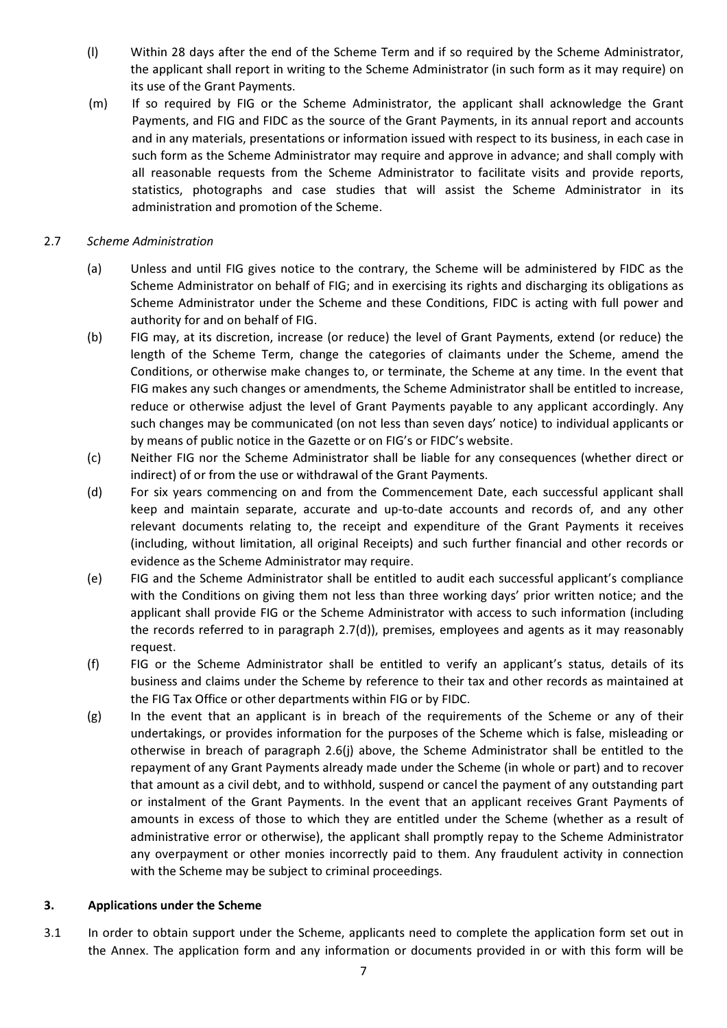(l) Within 28 days after the end of the Scheme Term and if so required by the Scheme Administrator, the applicant shall report in writing to the Scheme Administrator (in such form as it may require) on its use of the Grant Payments.

(m) If so required by FIG or the Scheme Administrator, the applicant shall acknowledge the Grant Payments, and FIG and FIDC as the source of the Grant Payments, in its annual report and accounts and in any materials, presentations or information issued with respect to its business, in each case in such form as the Scheme Administrator may require and approve in advance; and shall comply with all reasonable requests from the Scheme Administrator to facilitate visits and provide reports, statistics, photographs and case studies that will assist the Scheme Administrator in its administration and promotion of the Scheme.

2.7 *Scheme Administration*

(a) Unless and until FIG gives notice to the contrary, the Scheme will be administered by FIDC as the Scheme Administrator on behalf of FIG; and in exercising its rights and discharging its obligations as Scheme Administrator under the Scheme and these Conditions, FIDC is acting with full power and authority for and on behalf of FIG.

(b) FIG may, at its discretion, increase (or reduce) the level of Grant Payments, extend (or reduce) the length of the Scheme Term, change the categories of claimants under the Scheme, amend the Conditions, or otherwise make changes to, or terminate, the Scheme at any time. In the event that FIG makes any such changes or amendments, the Scheme Administrator shall be entitled to increase, reduce or otherwise adjust the level of Grant Payments payable to any applicant accordingly. Any such changes may be communicated (on not less than seven days' notice) to individual applicants or by means of public notice in the Gazette or on FIG's or FIDC's website.

(c) Neither FIG nor the Scheme Administrator shall be liable for any consequences (whether direct or indirect) of or from the use or withdrawal of the Grant Payments.

(d) For six years commencing on and from the Commencement Date, each successful applicant shall keep and maintain separate, accurate and up-to-date accounts and records of, and any other relevant documents relating to, the receipt and expenditure of the Grant Payments it receives (including, without limitation, all original Receipts) and such further financial and other records or evidence as the Scheme Administrator may require.

(e) FIG and the Scheme Administrator shall be entitled to audit each successful applicant's compliance with the Conditions on giving them not less than three working days' prior written notice; and the applicant shall provide FIG or the Scheme Administrator with access to such information (including the records referred to in paragraph 2.7(d)), premises, employees and agents as it may reasonably request.

(f) FIG or the Scheme Administrator shall be entitled to verify an applicant's status, details of its business and claims under the Scheme by reference to their tax and other records as maintained at the FIG Tax Office or other departments within FIG or by FIDC.

(g) In the event that an applicant is in breach of the requirements of the Scheme or any of their undertakings, or provides information for the purposes of the Scheme which is false, misleading or otherwise in breach of paragraph 2.6(j) above, the Scheme Administrator shall be entitled to the repayment of any Grant Payments already made under the Scheme (in whole or part) and to recover that amount as a civil debt, and to withhold, suspend or cancel the payment of any outstanding part or instalment of the Grant Payments. In the event that an applicant receives Grant Payments of amounts in excess of those to which they are entitled under the Scheme (whether as a result of administrative error or otherwise), the applicant shall promptly repay to the Scheme Administrator any overpayment or other monies incorrectly paid to them. Any fraudulent activity in connection with the Scheme may be subject to criminal proceedings.

## 3. Applications under the Scheme

3.1 In order to obtain support under the Scheme, applicants need to complete the application form set out in the Annex. The application form and any information or documents provided in or with this form will be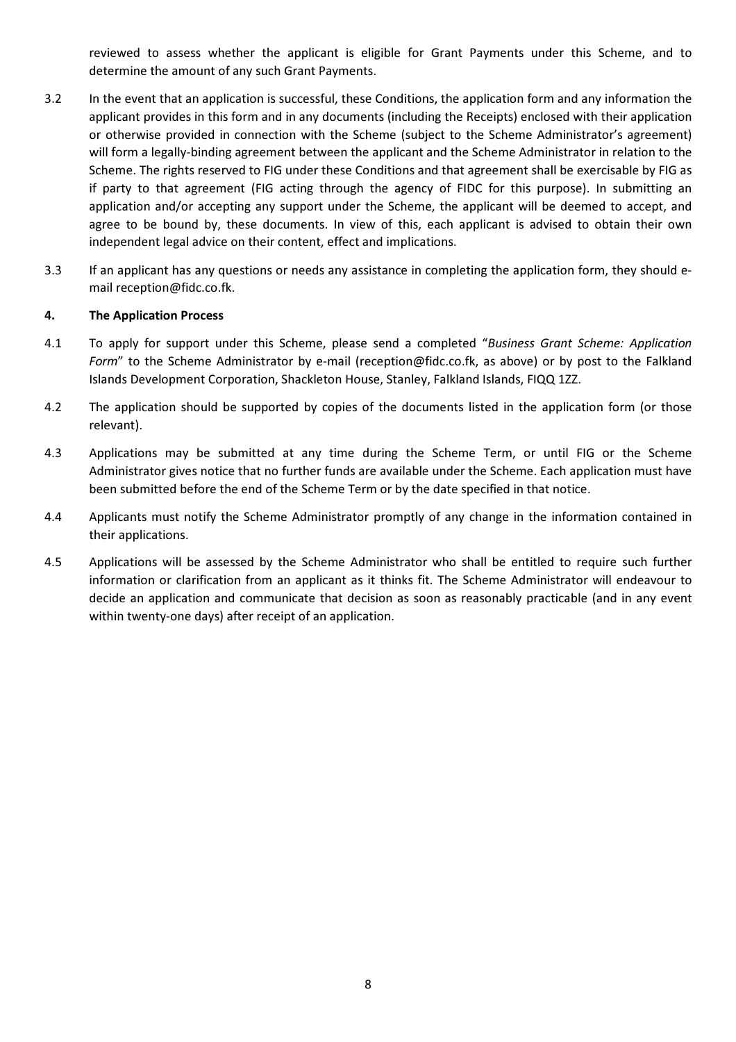reviewed to assess whether the applicant is eligible for Grant Payments under this Scheme, and to determine the amount of any such Grant Payments.

3.2 In the event that an application is successful, these Conditions, the application form and any information the applicant provides in this form and in any documents (including the Receipts) enclosed with their application or otherwise provided in connection with the Scheme (subject to the Scheme Administrator's agreement) will form a legally-binding agreement between the applicant and the Scheme Administrator in relation to the Scheme. The rights reserved to FIG under these Conditions and that agreement shall be exercisable by FIG as if party to that agreement (FIG acting through the agency of FIDC for this purpose). In submitting an application and/or accepting any support under the Scheme, the applicant will be deemed to accept, and agree to be bound by, these documents. In view of this, each applicant is advised to obtain their own independent legal advice on their content, effect and implications.

3.3 If an applicant has any questions or needs any assistance in completing the application form, they should e-mail reception@fidc.co.fk.

**4. The Application Process**

4.1 To apply for support under this Scheme, please send a completed "*Business Grant Scheme: Application Form*" to the Scheme Administrator by e-mail (reception@fidc.co.fk, as above) or by post to the Falkland Islands Development Corporation, Shackleton House, Stanley, Falkland Islands, FIQQ 1ZZ.

4.2 The application should be supported by copies of the documents listed in the application form (or those relevant).

4.3 Applications may be submitted at any time during the Scheme Term, or until FIG or the Scheme Administrator gives notice that no further funds are available under the Scheme. Each application must have been submitted before the end of the Scheme Term or by the date specified in that notice.

4.4 Applicants must notify the Scheme Administrator promptly of any change in the information contained in their applications.

4.5 Applications will be assessed by the Scheme Administrator who shall be entitled to require such further information or clarification from an applicant as it thinks fit. The Scheme Administrator will endeavour to decide an application and communicate that decision as soon as reasonably practicable (and in any event within twenty-one days) after receipt of an application.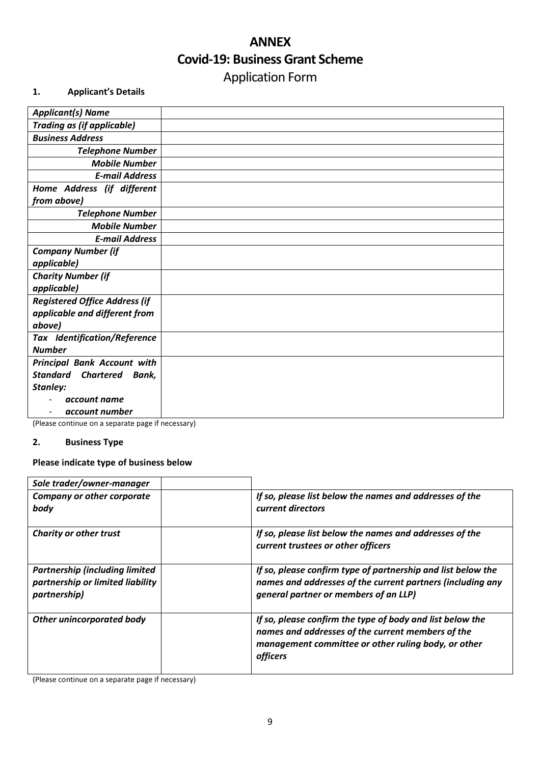# ANNEX

# Covid-19: Business Grant Scheme

## Application Form

### 1. Applicant's Details

| | |
|---|---|
| ***Applicant(s) Name*** | |
| ***Trading as (if applicable)*** | |
| ***Business Address*** | |
| ***Telephone Number*** | |
| ***Mobile Number*** | |
| ***E-mail Address*** | |
| ***Home Address (if different from above)*** | |
| ***Telephone Number*** | |
| ***Mobile Number*** | |
| ***E-mail Address*** | |
| ***Company Number (if applicable)*** | |
| ***Charity Number (if applicable)*** | |
| ***Registered Office Address (if applicable and different from above)*** | |
| ***Tax Identification/Reference Number*** | |
| ***Principal Bank Account with Standard Chartered Bank, Stanley:*** <br> - ***account name*** <br> - ***account number*** | |

(Please continue on a separate page if necessary)

### 2. Business Type

**Please indicate type of business below**

| | | |
|---|---|---|
| ***Sole trader/owner-manager*** | | |
| ***Company or other corporate body*** | | ***If so, please list below the names and addresses of the current directors*** |
| ***Charity or other trust*** | | ***If so, please list below the names and addresses of the current trustees or other officers*** |
| ***Partnership (including limited partnership or limited liability partnership)*** | | ***If so, please confirm type of partnership and list below the names and addresses of the current partners (including any general partner or members of an LLP)*** |
| ***Other unincorporated body*** | | ***If so, please confirm the type of body and list below the names and addresses of the current members of the management committee or other ruling body, or other officers*** |

(Please continue on a separate page if necessary)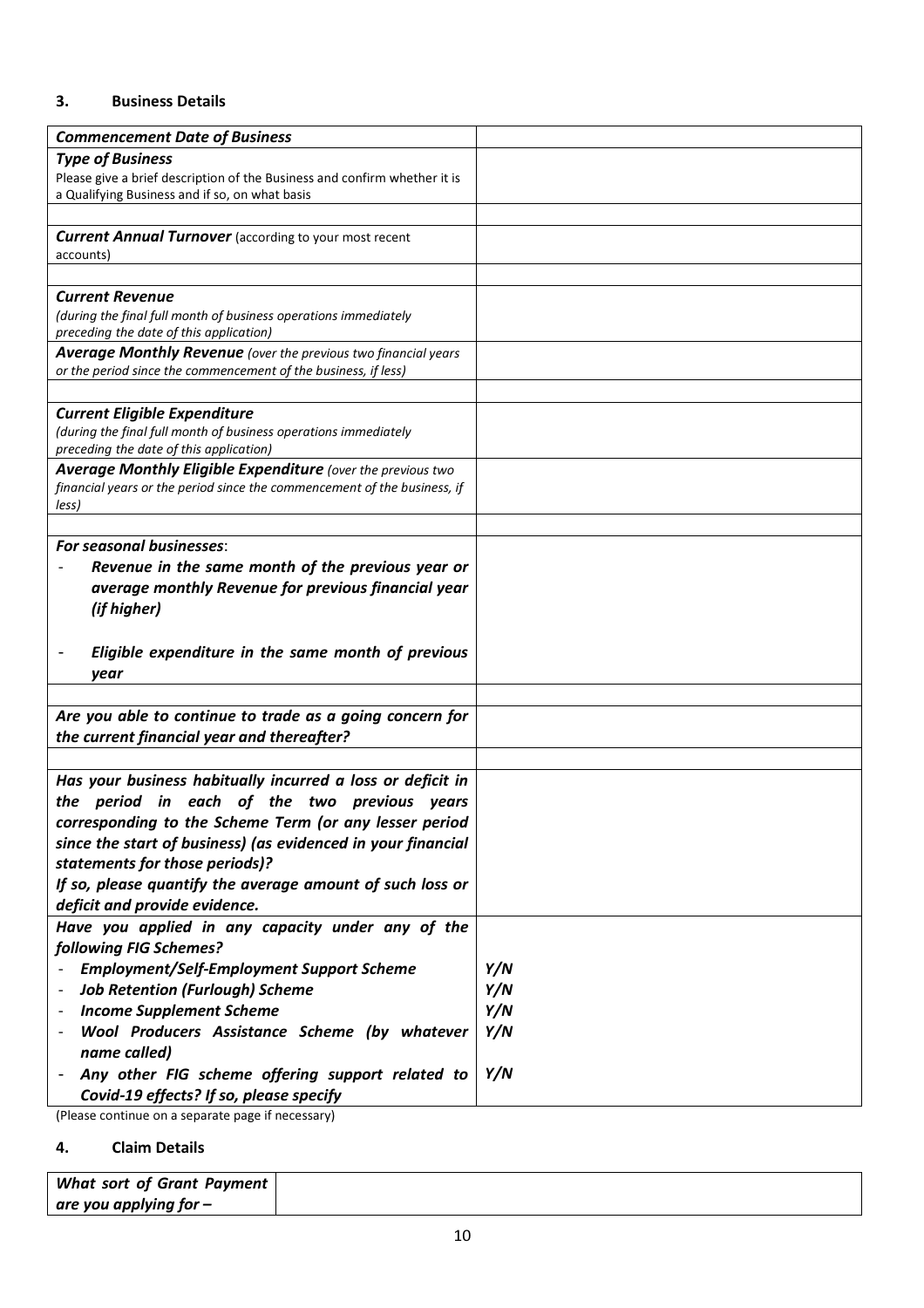### 3. Business Details

| | |
|---|---|
| ***Commencement Date of Business*** | |
| ***Type of Business*** <br> Please give a brief description of the Business and confirm whether it is a Qualifying Business and if so, on what basis | |
| | |
| ***Current Annual Turnover*** (according to your most recent accounts) | |
| | |
| ***Current Revenue*** <br> *(during the final full month of business operations immediately preceding the date of this application)* | |
| ***Average Monthly Revenue*** *(over the previous two financial years or the period since the commencement of the business, if less)* | |
| | |
| ***Current Eligible Expenditure*** <br> *(during the final full month of business operations immediately preceding the date of this application)* | |
| ***Average Monthly Eligible Expenditure*** *(over the previous two financial years or the period since the commencement of the business, if less)* | |
| | |
| ***For seasonal businesses*:** <br> - ***Revenue in the same month of the previous year or average monthly Revenue for previous financial year (if higher)*** <br> - ***Eligible expenditure in the same month of previous year*** | |
| | |
| ***Are you able to continue to trade as a going concern for the current financial year and thereafter?*** | |
| | |
| ***Has your business habitually incurred a loss or deficit in the period in each of the two previous years corresponding to the Scheme Term (or any lesser period since the start of business) (as evidenced in your financial statements for those periods)?*** <br> ***If so, please quantify the average amount of such loss or deficit and provide evidence.*** | |
| ***Have you applied in any capacity under any of the following FIG Schemes?*** | |
| - ***Employment/Self-Employment Support Scheme*** | ***Y/N*** |
| - ***Job Retention (Furlough) Scheme*** | ***Y/N*** |
| - ***Income Supplement Scheme*** | ***Y/N*** |
| - ***Wool Producers Assistance Scheme (by whatever name called)*** | ***Y/N*** |
| - ***Any other FIG scheme offering support related to Covid-19 effects? If so, please specify*** | ***Y/N*** |

(Please continue on a separate page if necessary)

### 4. Claim Details

| | |
|---|---|
| ***What sort of Grant Payment are you applying for –*** | |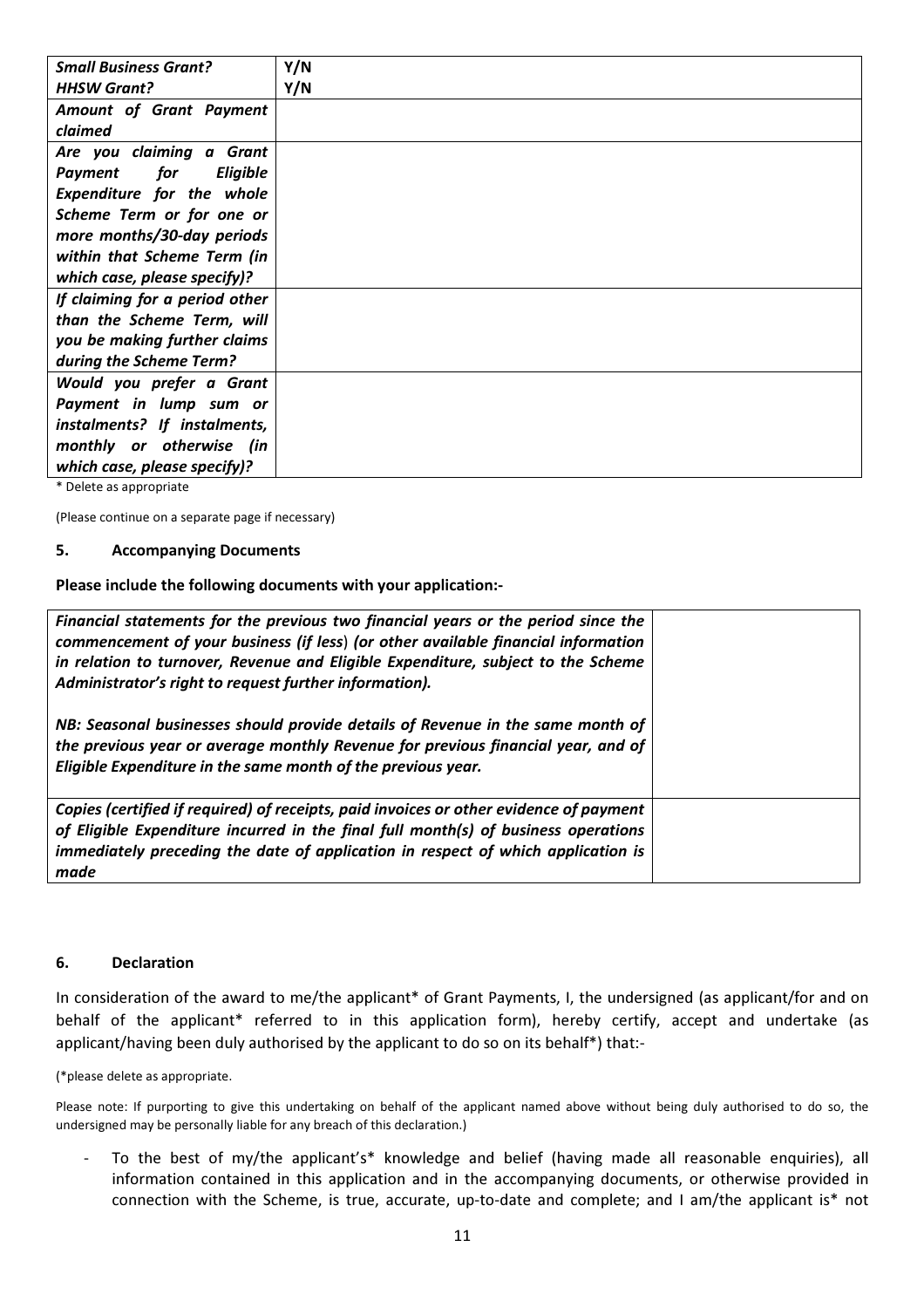| *Small Business Grant?* | Y/N |
|---|---|
| ***HHSW Grant?*** | **Y/N** |
| ***Amount of Grant Payment claimed*** | |
| ***Are you claiming a Grant Payment for Eligible Expenditure for the whole Scheme Term or for one or more months/30-day periods within that Scheme Term (in which case, please specify)?*** | |
| ***If claiming for a period other than the Scheme Term, will you be making further claims during the Scheme Term?*** | |
| ***Would you prefer a Grant Payment in lump sum or instalments? If instalments, monthly or otherwise (in which case, please specify)?*** | |

\* Delete as appropriate

(Please continue on a separate page if necessary)

#### 5. Accompanying Documents

**Please include the following documents with your application:-**

| | |
|---|---|
| ***Financial statements for the previous two financial years or the period since the commencement of your business (if less) (or other available financial information in relation to turnover, Revenue and Eligible Expenditure, subject to the Scheme Administrator's right to request further information).*** <br><br> ***NB: Seasonal businesses should provide details of Revenue in the same month of the previous year or average monthly Revenue for previous financial year, and of Eligible Expenditure in the same month of the previous year.*** | |
| ***Copies (certified if required) of receipts, paid invoices or other evidence of payment of Eligible Expenditure incurred in the final full month(s) of business operations immediately preceding the date of application in respect of which application is made*** | |

#### 6. Declaration

In consideration of the award to me/the applicant* of Grant Payments, I, the undersigned (as applicant/for and on behalf of the applicant* referred to in this application form), hereby certify, accept and undertake (as applicant/having been duly authorised by the applicant to do so on its behalf*) that:-

(*please delete as appropriate.

Please note: If purporting to give this undertaking on behalf of the applicant named above without being duly authorised to do so, the undersigned may be personally liable for any breach of this declaration.)

- To the best of my/the applicant's* knowledge and belief (having made all reasonable enquiries), all information contained in this application and in the accompanying documents, or otherwise provided in connection with the Scheme, is true, accurate, up-to-date and complete; and I am/the applicant is* not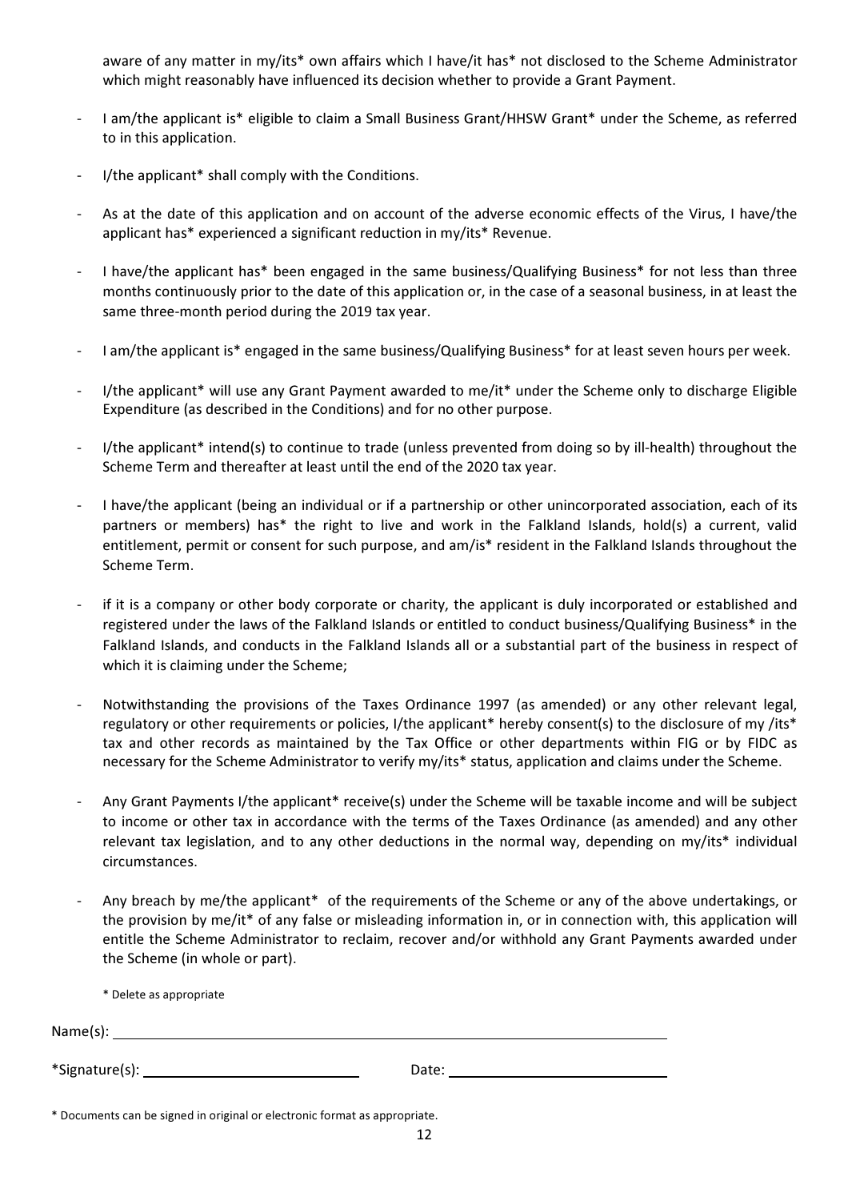aware of any matter in my/its* own affairs which I have/it has* not disclosed to the Scheme Administrator which might reasonably have influenced its decision whether to provide a Grant Payment.

- I am/the applicant is* eligible to claim a Small Business Grant/HHSW Grant* under the Scheme, as referred to in this application.
- I/the applicant* shall comply with the Conditions.
- As at the date of this application and on account of the adverse economic effects of the Virus, I have/the applicant has* experienced a significant reduction in my/its* Revenue.
- I have/the applicant has* been engaged in the same business/Qualifying Business* for not less than three months continuously prior to the date of this application or, in the case of a seasonal business, in at least the same three-month period during the 2019 tax year.
- I am/the applicant is* engaged in the same business/Qualifying Business* for at least seven hours per week.
- I/the applicant* will use any Grant Payment awarded to me/it* under the Scheme only to discharge Eligible Expenditure (as described in the Conditions) and for no other purpose.
- I/the applicant* intend(s) to continue to trade (unless prevented from doing so by ill-health) throughout the Scheme Term and thereafter at least until the end of the 2020 tax year.
- I have/the applicant (being an individual or if a partnership or other unincorporated association, each of its partners or members) has* the right to live and work in the Falkland Islands, hold(s) a current, valid entitlement, permit or consent for such purpose, and am/is* resident in the Falkland Islands throughout the Scheme Term.
- if it is a company or other body corporate or charity, the applicant is duly incorporated or established and registered under the laws of the Falkland Islands or entitled to conduct business/Qualifying Business* in the Falkland Islands, and conducts in the Falkland Islands all or a substantial part of the business in respect of which it is claiming under the Scheme;
- Notwithstanding the provisions of the Taxes Ordinance 1997 (as amended) or any other relevant legal, regulatory or other requirements or policies, I/the applicant* hereby consent(s) to the disclosure of my /its* tax and other records as maintained by the Tax Office or other departments within FIG or by FIDC as necessary for the Scheme Administrator to verify my/its* status, application and claims under the Scheme.
- Any Grant Payments I/the applicant* receive(s) under the Scheme will be taxable income and will be subject to income or other tax in accordance with the terms of the Taxes Ordinance (as amended) and any other relevant tax legislation, and to any other deductions in the normal way, depending on my/its* individual circumstances.
- Any breach by me/the applicant* of the requirements of the Scheme or any of the above undertakings, or the provision by me/it* of any false or misleading information in, or in connection with, this application will entitle the Scheme Administrator to reclaim, recover and/or withhold any Grant Payments awarded under the Scheme (in whole or part).

\* Delete as appropriate

Name(s): ______________________________________________

*Signature(s): ____________________ Date: ____________________

\* Documents can be signed in original or electronic format as appropriate.